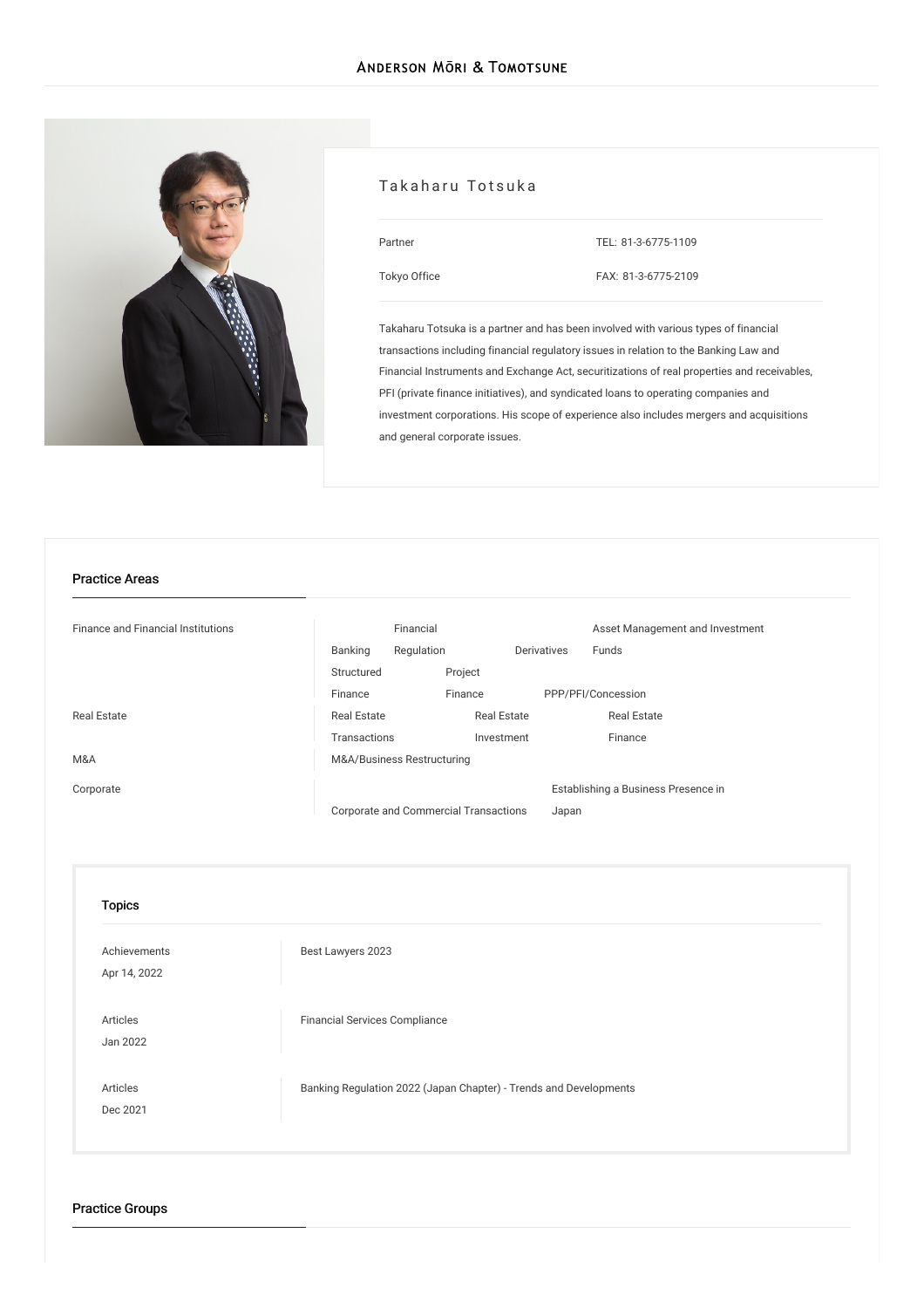Anderson Mōri & Tomotsune

# Takaharu Totsuka

Partner

Tokyo Office

TEL: 81-3-6775-1109

FAX: 81-3-6775-2109

Takaharu Totsuka is a partner and has been involved with various types of financial transactions including financial regulatory issues in relation to the Banking Law and Financial Instruments and Exchange Act, securitizations of real properties and receivables, PFI (private finance initiatives), and syndicated loans to operating companies and investment corporations. His scope of experience also includes mergers and acquisitions and general corporate issues.

## Practice Areas

| | |
|---|---|
| Finance and Financial Institutions | Banking, Financial Regulation, Derivatives, Asset Management and Investment Funds, Structured Finance, Project Finance, PPP/PFI/Concession |
| Real Estate | Real Estate Transactions, Real Estate Investment, Real Estate Finance |
| M&A | M&A/Business Restructuring |
| Corporate | Corporate and Commercial Transactions, Establishing a Business Presence in Japan |

## Topics

| | |
|---|---|
| Achievements<br>Apr 14, 2022 | Best Lawyers 2023 |
| Articles<br>Jan 2022 | Financial Services Compliance |
| Articles<br>Dec 2021 | Banking Regulation 2022 (Japan Chapter) - Trends and Developments |

## Practice Groups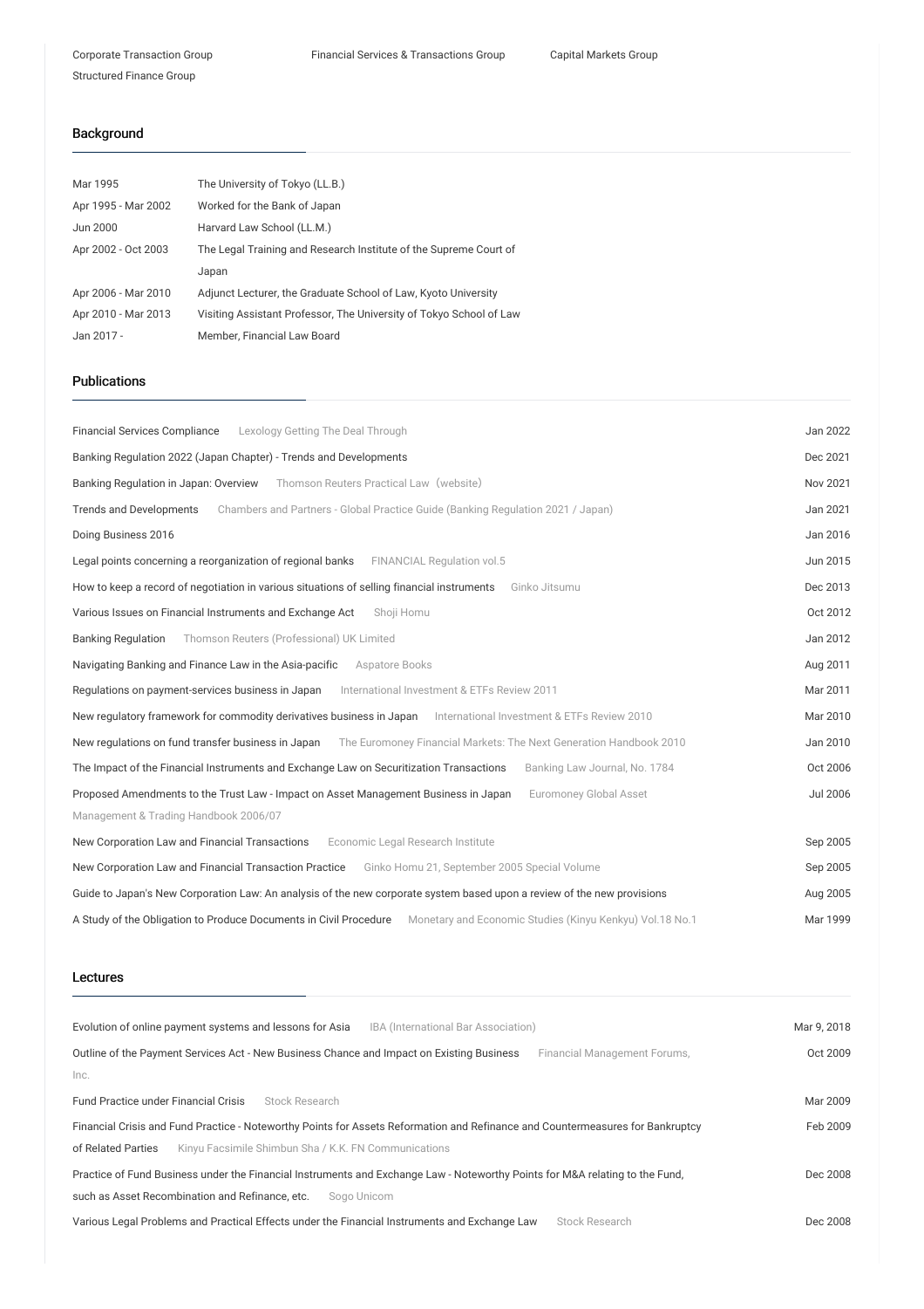Corporate Transaction Group | Financial Services & Transactions Group | Capital Markets Group | Structured Finance Group

## Background

| | |
|---|---|
| Mar 1995 | The University of Tokyo (LL.B.) |
| Apr 1995 - Mar 2002 | Worked for the Bank of Japan |
| Jun 2000 | Harvard Law School (LL.M.) |
| Apr 2002 - Oct 2003 | The Legal Training and Research Institute of the Supreme Court of Japan |
| Apr 2006 - Mar 2010 | Adjunct Lecturer, the Graduate School of Law, Kyoto University |
| Apr 2010 - Mar 2013 | Visiting Assistant Professor, The University of Tokyo School of Law |
| Jan 2017 - | Member, Financial Law Board |

## Publications

| | |
|---|---|
| Financial Services Compliance — Lexology Getting The Deal Through | Jan 2022 |
| Banking Regulation 2022 (Japan Chapter) - Trends and Developments | Dec 2021 |
| Banking Regulation in Japan: Overview — Thomson Reuters Practical Law（website） | Nov 2021 |
| Trends and Developments — Chambers and Partners - Global Practice Guide (Banking Regulation 2021 / Japan) | Jan 2021 |
| Doing Business 2016 | Jan 2016 |
| Legal points concerning a reorganization of regional banks — FINANCIAL Regulation vol.5 | Jun 2015 |
| How to keep a record of negotiation in various situations of selling financial instruments — Ginko Jitsumu | Dec 2013 |
| Various Issues on Financial Instruments and Exchange Act — Shoji Homu | Oct 2012 |
| Banking Regulation — Thomson Reuters (Professional) UK Limited | Jan 2012 |
| Navigating Banking and Finance Law in the Asia-pacific — Aspatore Books | Aug 2011 |
| Regulations on payment-services business in Japan — International Investment & ETFs Review 2011 | Mar 2011 |
| New regulatory framework for commodity derivatives business in Japan — International Investment & ETFs Review 2010 | Mar 2010 |
| New regulations on fund transfer business in Japan — The Euromoney Financial Markets: The Next Generation Handbook 2010 | Jan 2010 |
| The Impact of the Financial Instruments and Exchange Law on Securitization Transactions — Banking Law Journal, No. 1784 | Oct 2006 |
| Proposed Amendments to the Trust Law - Impact on Asset Management Business in Japan — Euromoney Global Asset Management & Trading Handbook 2006/07 | Jul 2006 |
| New Corporation Law and Financial Transactions — Economic Legal Research Institute | Sep 2005 |
| New Corporation Law and Financial Transaction Practice — Ginko Homu 21, September 2005 Special Volume | Sep 2005 |
| Guide to Japan's New Corporation Law: An analysis of the new corporate system based upon a review of the new provisions | Aug 2005 |
| A Study of the Obligation to Produce Documents in Civil Procedure — Monetary and Economic Studies (Kinyu Kenkyu) Vol.18 No.1 | Mar 1999 |

## Lectures

| | |
|---|---|
| Evolution of online payment systems and lessons for Asia — IBA (International Bar Association) | Mar 9, 2018 |
| Outline of the Payment Services Act - New Business Chance and Impact on Existing Business — Financial Management Forums, Inc. | Oct 2009 |
| Fund Practice under Financial Crisis — Stock Research | Mar 2009 |
| Financial Crisis and Fund Practice - Noteworthy Points for Assets Reformation and Refinance and Countermeasures for Bankruptcy of Related Parties — Kinyu Facsimile Shimbun Sha / K.K. FN Communications | Feb 2009 |
| Practice of Fund Business under the Financial Instruments and Exchange Law - Noteworthy Points for M&A relating to the Fund, such as Asset Recombination and Refinance, etc. — Sogo Unicom | Dec 2008 |
| Various Legal Problems and Practical Effects under the Financial Instruments and Exchange Law — Stock Research | Dec 2008 |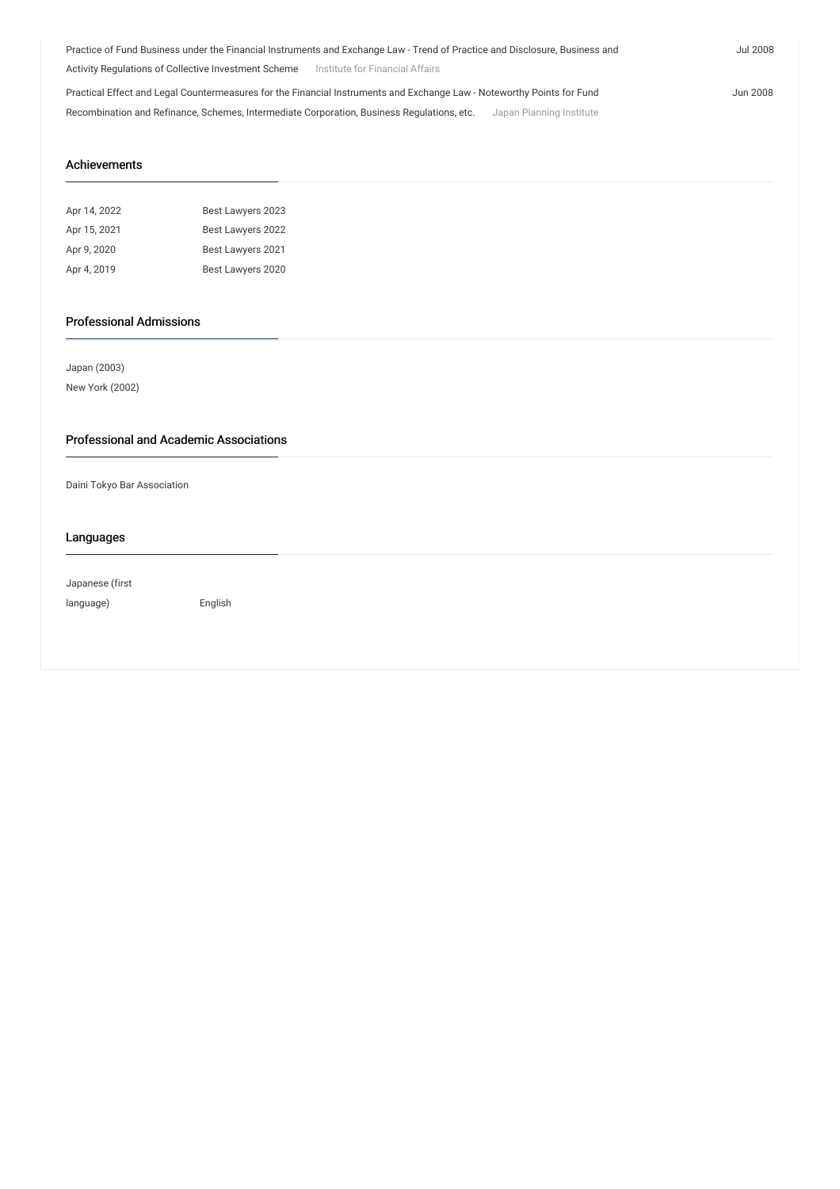Practice of Fund Business under the Financial Instruments and Exchange Law - Trend of Practice and Disclosure, Business and Activity Regulations of Collective Investment Scheme — Institute for Financial Affairs — Jul 2008

Practical Effect and Legal Countermeasures for the Financial Instruments and Exchange Law - Noteworthy Points for Fund Recombination and Refinance, Schemes, Intermediate Corporation, Business Regulations, etc. — Japan Planning Institute — Jun 2008

## Achievements

| | |
|---|---|
| Apr 14, 2022 | Best Lawyers 2023 |
| Apr 15, 2021 | Best Lawyers 2022 |
| Apr 9, 2020 | Best Lawyers 2021 |
| Apr 4, 2019 | Best Lawyers 2020 |

## Professional Admissions

Japan (2003)

New York (2002)

## Professional and Academic Associations

Daini Tokyo Bar Association

## Languages

Japanese (first language)

English